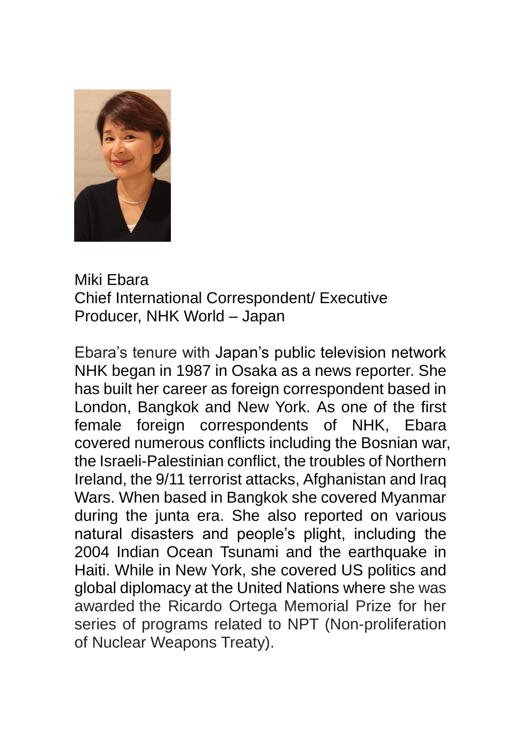Miki Ebara
Chief International Correspondent/ Executive Producer, NHK World – Japan

Ebara's tenure with Japan's public television network NHK began in 1987 in Osaka as a news reporter. She has built her career as foreign correspondent based in London, Bangkok and New York. As one of the first female foreign correspondents of NHK, Ebara covered numerous conflicts including the Bosnian war, the Israeli-Palestinian conflict, the troubles of Northern Ireland, the 9/11 terrorist attacks, Afghanistan and Iraq Wars. When based in Bangkok she covered Myanmar during the junta era. She also reported on various natural disasters and people's plight, including the 2004 Indian Ocean Tsunami and the earthquake in Haiti. While in New York, she covered US politics and global diplomacy at the United Nations where she was awarded the Ricardo Ortega Memorial Prize for her series of programs related to NPT (Non-proliferation of Nuclear Weapons Treaty).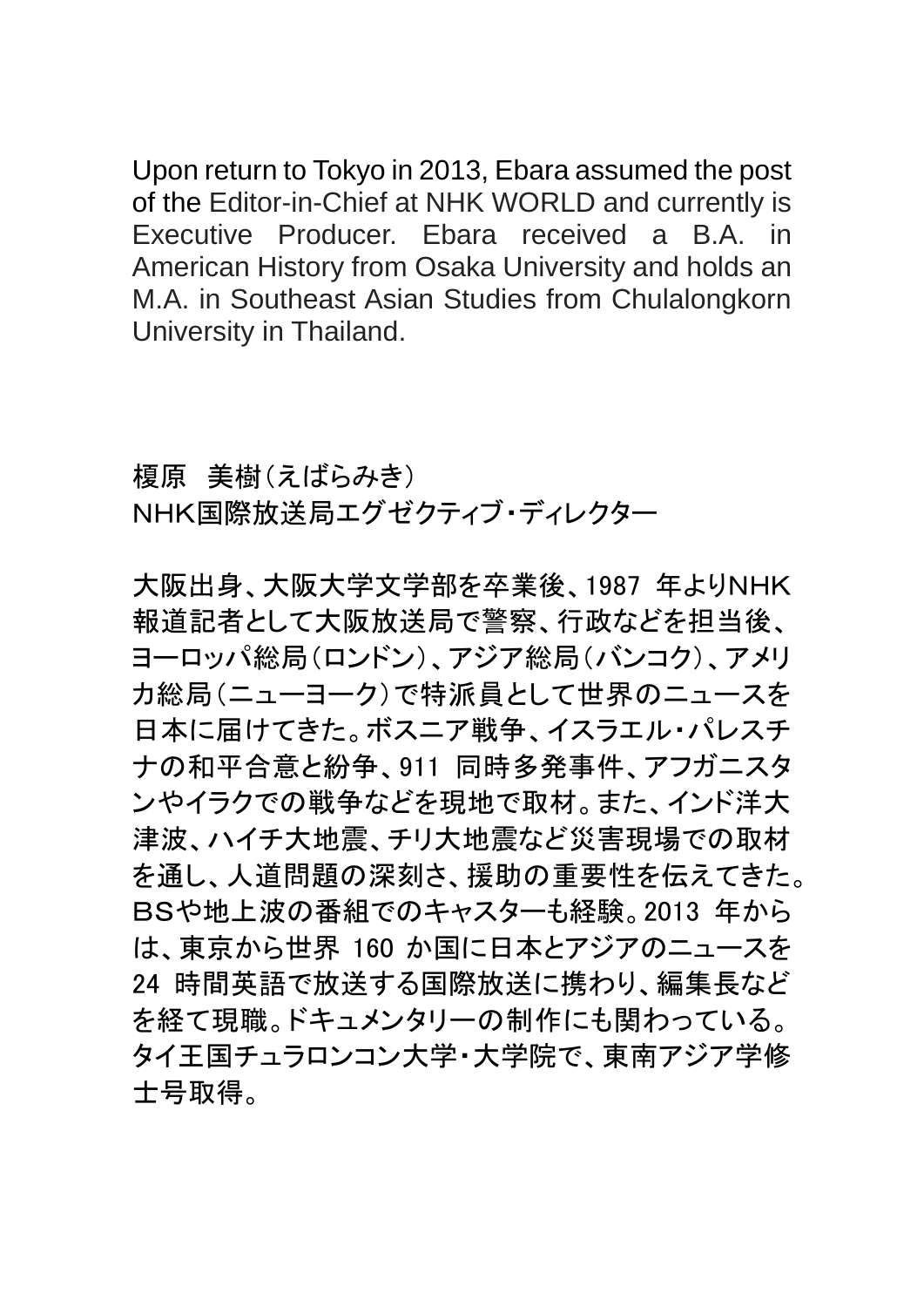Upon return to Tokyo in 2013, Ebara assumed the post of the Editor-in-Chief at NHK WORLD and currently is Executive Producer. Ebara received a B.A. in American History from Osaka University and holds an M.A. in Southeast Asian Studies from Chulalongkorn University in Thailand.

榎原　美樹（えばらみき）
NHK国際放送局エグゼクティブ・ディレクター

大阪出身、大阪大学文学部を卒業後、1987 年よりNHK報道記者として大阪放送局で警察、行政などを担当後、ヨーロッパ総局（ロンドン）、アジア総局（バンコク）、アメリカ総局（ニューヨーク）で特派員として世界のニュースを日本に届けてきた。ボスニア戦争、イスラエル・パレスチナの和平合意と紛争、911 同時多発事件、アフガニスタンやイラクでの戦争などを現地で取材。また、インド洋大津波、ハイチ大地震、チリ大地震など災害現場での取材を通し、人道問題の深刻さ、援助の重要性を伝えてきた。BSや地上波の番組でのキャスターも経験。2013 年からは、東京から世界 160 か国に日本とアジアのニュースを 24 時間英語で放送する国際放送に携わり、編集長などを経て現職。ドキュメンタリーの制作にも関わっている。タイ王国チュラロンコン大学・大学院で、東南アジア学修士号取得。